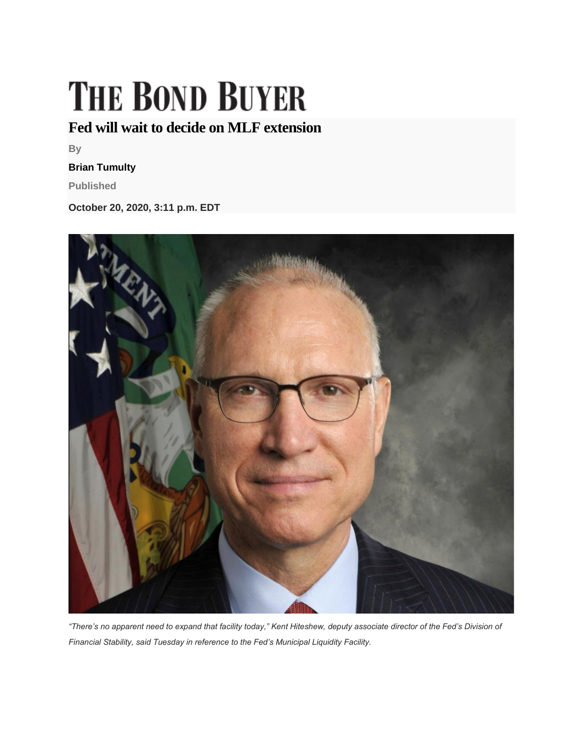# THE BOND BUYER

## Fed will wait to decide on MLF extension

By

**Brian Tumulty**

Published

**October 20, 2020, 3:11 p.m. EDT**

*"There's no apparent need to expand that facility today," Kent Hiteshew, deputy associate director of the Fed's Division of Financial Stability, said Tuesday in reference to the Fed's Municipal Liquidity Facility.*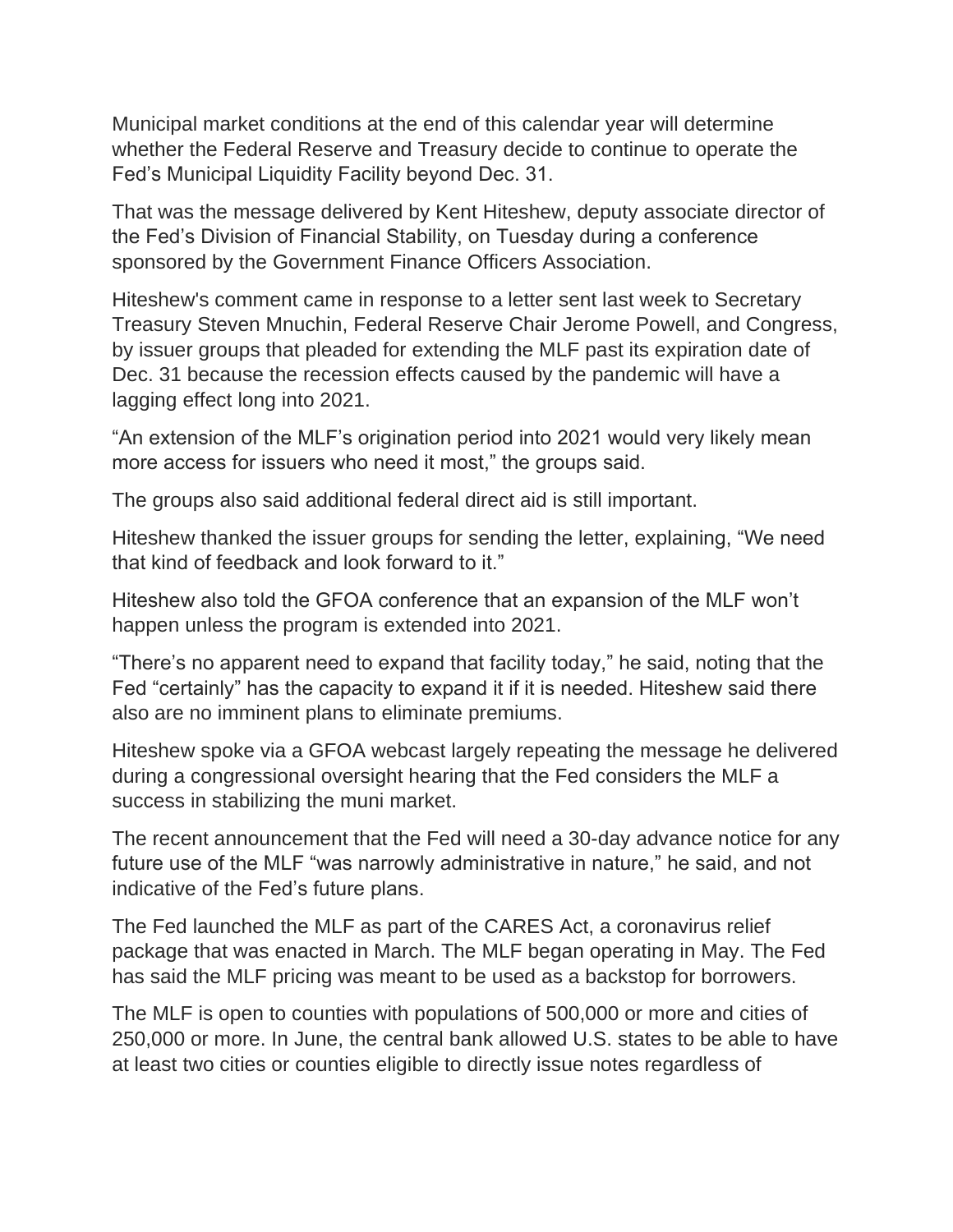Municipal market conditions at the end of this calendar year will determine whether the Federal Reserve and Treasury decide to continue to operate the Fed's Municipal Liquidity Facility beyond Dec. 31.

That was the message delivered by Kent Hiteshew, deputy associate director of the Fed's Division of Financial Stability, on Tuesday during a conference sponsored by the Government Finance Officers Association.

Hiteshew's comment came in response to a letter sent last week to Secretary Treasury Steven Mnuchin, Federal Reserve Chair Jerome Powell, and Congress, by issuer groups that pleaded for extending the MLF past its expiration date of Dec. 31 because the recession effects caused by the pandemic will have a lagging effect long into 2021.

"An extension of the MLF's origination period into 2021 would very likely mean more access for issuers who need it most," the groups said.

The groups also said additional federal direct aid is still important.

Hiteshew thanked the issuer groups for sending the letter, explaining, "We need that kind of feedback and look forward to it."

Hiteshew also told the GFOA conference that an expansion of the MLF won't happen unless the program is extended into 2021.

"There's no apparent need to expand that facility today," he said, noting that the Fed "certainly" has the capacity to expand it if it is needed. Hiteshew said there also are no imminent plans to eliminate premiums.

Hiteshew spoke via a GFOA webcast largely repeating the message he delivered during a congressional oversight hearing that the Fed considers the MLF a success in stabilizing the muni market.

The recent announcement that the Fed will need a 30-day advance notice for any future use of the MLF "was narrowly administrative in nature," he said, and not indicative of the Fed's future plans.

The Fed launched the MLF as part of the CARES Act, a coronavirus relief package that was enacted in March. The MLF began operating in May. The Fed has said the MLF pricing was meant to be used as a backstop for borrowers.

The MLF is open to counties with populations of 500,000 or more and cities of 250,000 or more. In June, the central bank allowed U.S. states to be able to have at least two cities or counties eligible to directly issue notes regardless of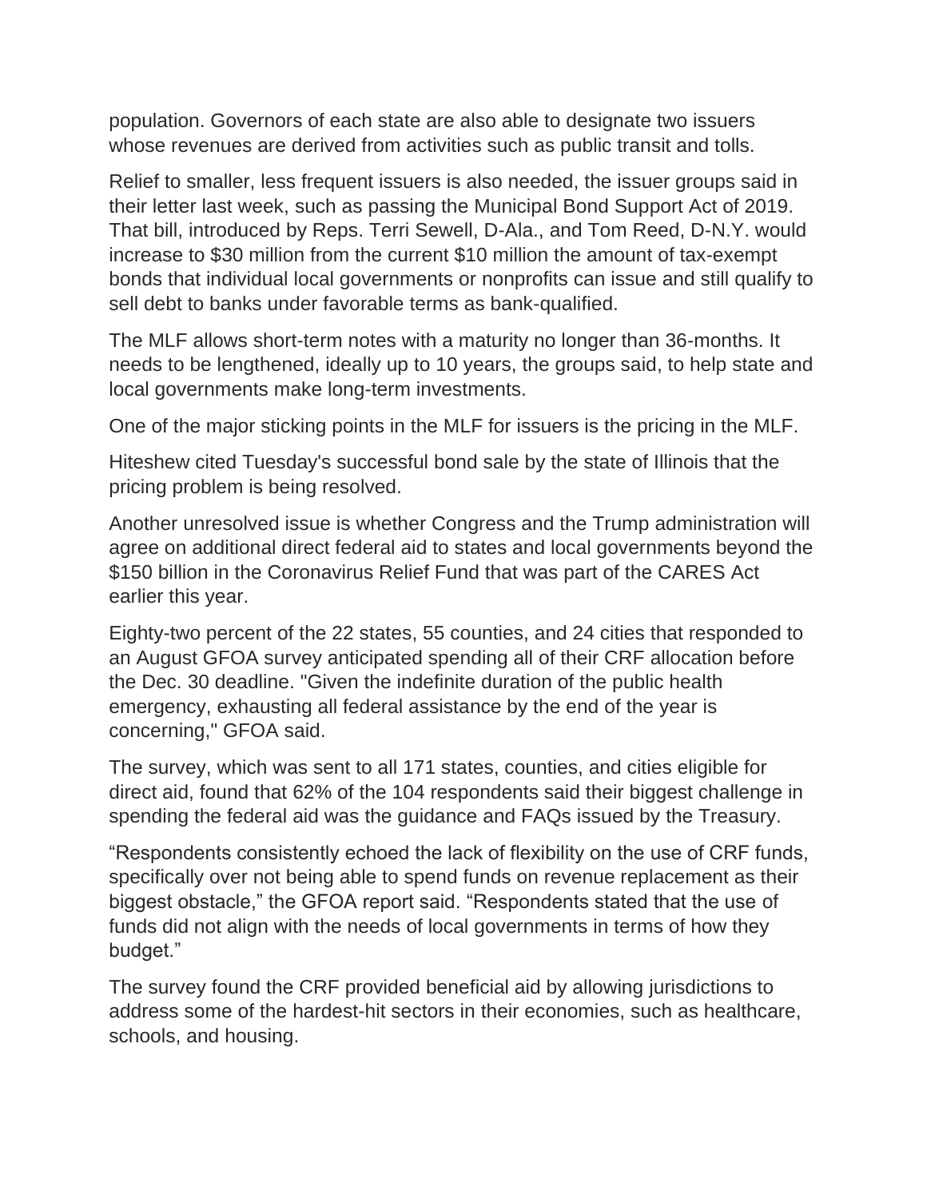population. Governors of each state are also able to designate two issuers whose revenues are derived from activities such as public transit and tolls.

Relief to smaller, less frequent issuers is also needed, the issuer groups said in their letter last week, such as passing the Municipal Bond Support Act of 2019. That bill, introduced by Reps. Terri Sewell, D-Ala., and Tom Reed, D-N.Y. would increase to $30 million from the current $10 million the amount of tax-exempt bonds that individual local governments or nonprofits can issue and still qualify to sell debt to banks under favorable terms as bank-qualified.

The MLF allows short-term notes with a maturity no longer than 36-months. It needs to be lengthened, ideally up to 10 years, the groups said, to help state and local governments make long-term investments.

One of the major sticking points in the MLF for issuers is the pricing in the MLF.

Hiteshew cited Tuesday's successful bond sale by the state of Illinois that the pricing problem is being resolved.

Another unresolved issue is whether Congress and the Trump administration will agree on additional direct federal aid to states and local governments beyond the $150 billion in the Coronavirus Relief Fund that was part of the CARES Act earlier this year.

Eighty-two percent of the 22 states, 55 counties, and 24 cities that responded to an August GFOA survey anticipated spending all of their CRF allocation before the Dec. 30 deadline. "Given the indefinite duration of the public health emergency, exhausting all federal assistance by the end of the year is concerning," GFOA said.

The survey, which was sent to all 171 states, counties, and cities eligible for direct aid, found that 62% of the 104 respondents said their biggest challenge in spending the federal aid was the guidance and FAQs issued by the Treasury.

“Respondents consistently echoed the lack of flexibility on the use of CRF funds, specifically over not being able to spend funds on revenue replacement as their biggest obstacle,” the GFOA report said. “Respondents stated that the use of funds did not align with the needs of local governments in terms of how they budget.”

The survey found the CRF provided beneficial aid by allowing jurisdictions to address some of the hardest-hit sectors in their economies, such as healthcare, schools, and housing.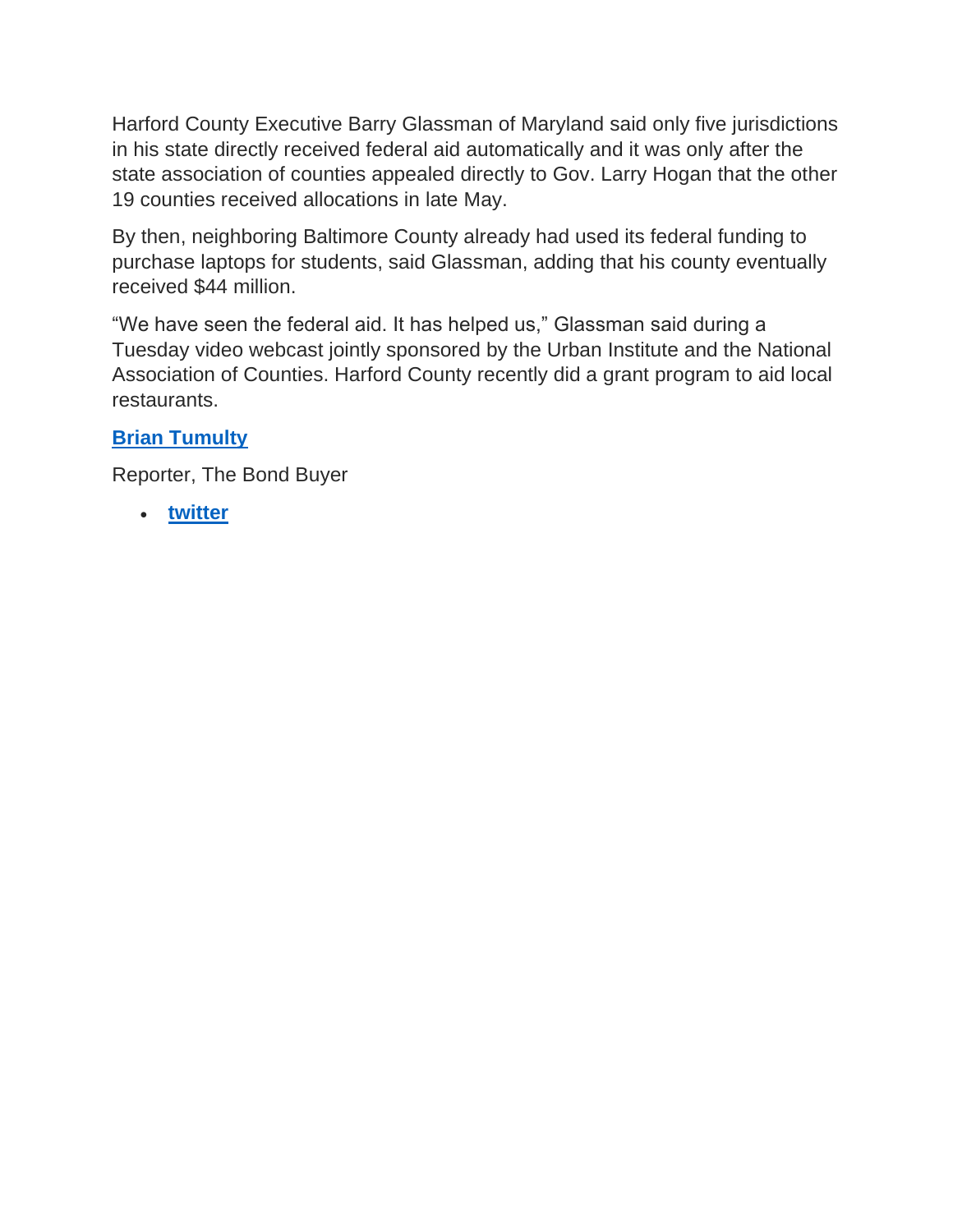Harford County Executive Barry Glassman of Maryland said only five jurisdictions in his state directly received federal aid automatically and it was only after the state association of counties appealed directly to Gov. Larry Hogan that the other 19 counties received allocations in late May.

By then, neighboring Baltimore County already had used its federal funding to purchase laptops for students, said Glassman, adding that his county eventually received $44 million.

“We have seen the federal aid. It has helped us,” Glassman said during a Tuesday video webcast jointly sponsored by the Urban Institute and the National Association of Counties. Harford County recently did a grant program to aid local restaurants.

**Brian Tumulty**

Reporter, The Bond Buyer

- **twitter**